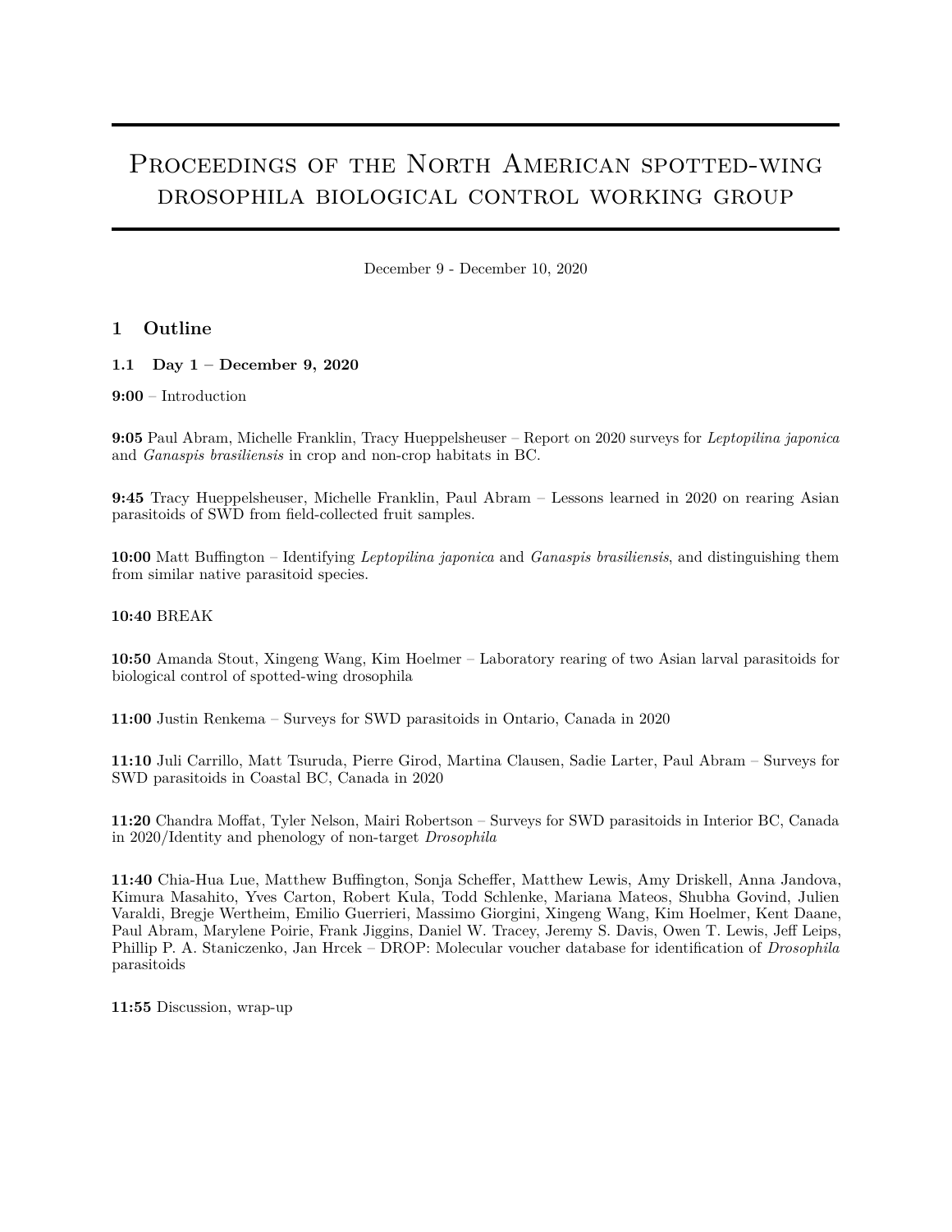# Proceedings of the North American spotted-wing drosophila biological control working group

December 9 - December 10, 2020

## 1 Outline

### 1.1 Day 1 – December 9, 2020

**9:00** – Introduction

**9:05** Paul Abram, Michelle Franklin, Tracy Hueppelsheuser – Report on 2020 surveys for *Leptopilina japonica* and *Ganaspis brasiliensis* in crop and non-crop habitats in BC.

**9:45** Tracy Hueppelsheuser, Michelle Franklin, Paul Abram – Lessons learned in 2020 on rearing Asian parasitoids of SWD from field-collected fruit samples.

**10:00** Matt Buffington – Identifying *Leptopilina japonica* and *Ganaspis brasiliensis*, and distinguishing them from similar native parasitoid species.

**10:40** BREAK

**10:50** Amanda Stout, Xingeng Wang, Kim Hoelmer – Laboratory rearing of two Asian larval parasitoids for biological control of spotted-wing drosophila

**11:00** Justin Renkema – Surveys for SWD parasitoids in Ontario, Canada in 2020

**11:10** Juli Carrillo, Matt Tsuruda, Pierre Girod, Martina Clausen, Sadie Larter, Paul Abram – Surveys for SWD parasitoids in Coastal BC, Canada in 2020

**11:20** Chandra Moffat, Tyler Nelson, Mairi Robertson – Surveys for SWD parasitoids in Interior BC, Canada in 2020/Identity and phenology of non-target *Drosophila*

**11:40** Chia-Hua Lue, Matthew Buffington, Sonja Scheffer, Matthew Lewis, Amy Driskell, Anna Jandova, Kimura Masahito, Yves Carton, Robert Kula, Todd Schlenke, Mariana Mateos, Shubha Govind, Julien Varaldi, Bregje Wertheim, Emilio Guerrieri, Massimo Giorgini, Xingeng Wang, Kim Hoelmer, Kent Daane, Paul Abram, Marylene Poirie, Frank Jiggins, Daniel W. Tracey, Jeremy S. Davis, Owen T. Lewis, Jeff Leips, Phillip P. A. Staniczenko, Jan Hrcek – DROP: Molecular voucher database for identification of *Drosophila* parasitoids

**11:55** Discussion, wrap-up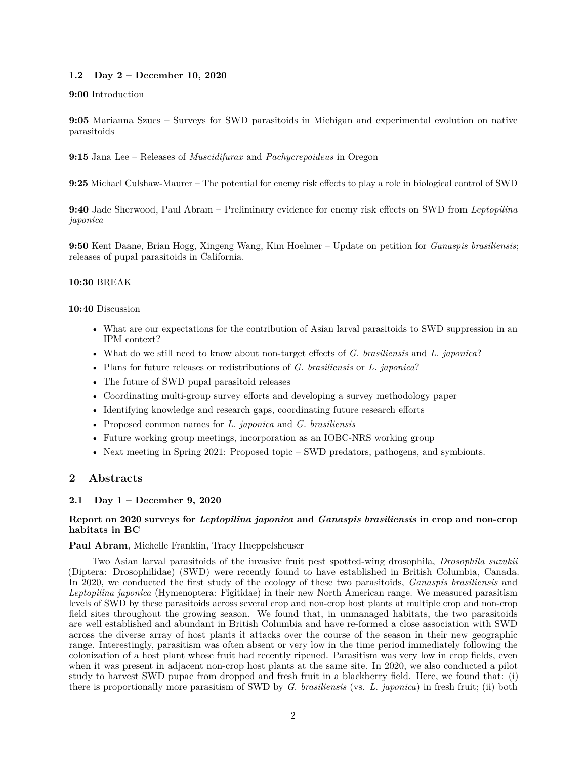### 1.2 Day 2 – December 10, 2020

**9:00** Introduction

**9:05** Marianna Szucs – Surveys for SWD parasitoids in Michigan and experimental evolution on native parasitoids

**9:15** Jana Lee – Releases of *Muscidifurax* and *Pachycrepoideus* in Oregon

**9:25** Michael Culshaw-Maurer – The potential for enemy risk effects to play a role in biological control of SWD

**9:40** Jade Sherwood, Paul Abram – Preliminary evidence for enemy risk effects on SWD from *Leptopilina japonica*

**9:50** Kent Daane, Brian Hogg, Xingeng Wang, Kim Hoelmer – Update on petition for *Ganaspis brasiliensis*; releases of pupal parasitoids in California.

**10:30** BREAK

**10:40** Discussion

- What are our expectations for the contribution of Asian larval parasitoids to SWD suppression in an IPM context?
- What do we still need to know about non-target effects of *G. brasiliensis* and *L. japonica*?
- Plans for future releases or redistributions of *G. brasiliensis* or *L. japonica*?
- The future of SWD pupal parasitoid releases
- Coordinating multi-group survey efforts and developing a survey methodology paper
- Identifying knowledge and research gaps, coordinating future research efforts
- Proposed common names for *L. japonica* and *G. brasiliensis*
- Future working group meetings, incorporation as an IOBC-NRS working group
- Next meeting in Spring 2021: Proposed topic – SWD predators, pathogens, and symbionts.

## 2 Abstracts

### 2.1 Day 1 – December 9, 2020

**Report on 2020 surveys for *Leptopilina japonica* and *Ganaspis brasiliensis* in crop and non-crop habitats in BC**

**Paul Abram**, Michelle Franklin, Tracy Hueppelsheuser

Two Asian larval parasitoids of the invasive fruit pest spotted-wing drosophila, *Drosophila suzukii* (Diptera: Drosophilidae) (SWD) were recently found to have established in British Columbia, Canada. In 2020, we conducted the first study of the ecology of these two parasitoids, *Ganaspis brasiliensis* and *Leptopilina japonica* (Hymenoptera: Figitidae) in their new North American range. We measured parasitism levels of SWD by these parasitoids across several crop and non-crop host plants at multiple crop and non-crop field sites throughout the growing season. We found that, in unmanaged habitats, the two parasitoids are well established and abundant in British Columbia and have re-formed a close association with SWD across the diverse array of host plants it attacks over the course of the season in their new geographic range. Interestingly, parasitism was often absent or very low in the time period immediately following the colonization of a host plant whose fruit had recently ripened. Parasitism was very low in crop fields, even when it was present in adjacent non-crop host plants at the same site. In 2020, we also conducted a pilot study to harvest SWD pupae from dropped and fresh fruit in a blackberry field. Here, we found that: (i) there is proportionally more parasitism of SWD by *G. brasiliensis* (vs. *L. japonica*) in fresh fruit; (ii) both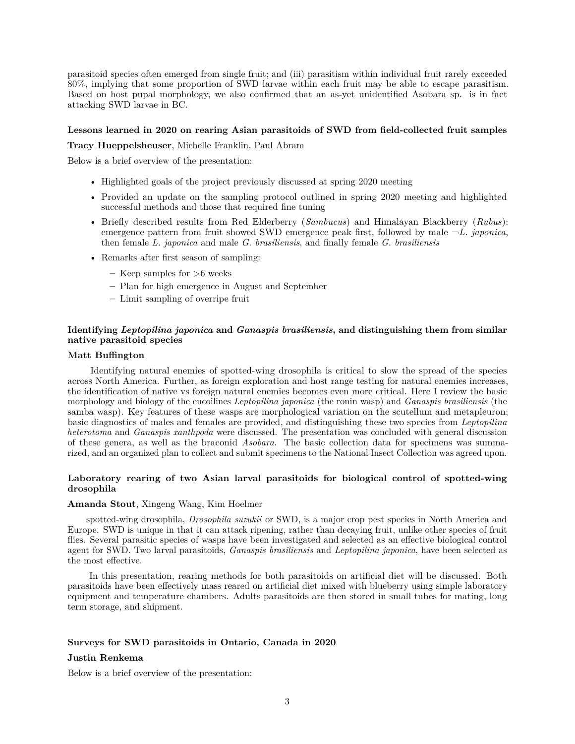parasitoid species often emerged from single fruit; and (iii) parasitism within individual fruit rarely exceeded 80%, implying that some proportion of SWD larvae within each fruit may be able to escape parasitism. Based on host pupal morphology, we also confirmed that an as-yet unidentified Asobara sp. is in fact attacking SWD larvae in BC.

### Lessons learned in 2020 on rearing Asian parasitoids of SWD from field-collected fruit samples

**Tracy Hueppelsheuser**, Michelle Franklin, Paul Abram

Below is a brief overview of the presentation:

- Highlighted goals of the project previously discussed at spring 2020 meeting
- Provided an update on the sampling protocol outlined in spring 2020 meeting and highlighted successful methods and those that required fine tuning
- Briefly described results from Red Elderberry (*Sambucus*) and Himalayan Blackberry (*Rubus*): emergence pattern from fruit showed SWD emergence peak first, followed by male ¬*L. japonica*, then female *L. japonica* and male *G. brasiliensis*, and finally female *G. brasiliensis*
- Remarks after first season of sampling:
  - Keep samples for >6 weeks
  - Plan for high emergence in August and September
  - Limit sampling of overripe fruit

### Identifying *Leptopilina japonica* and *Ganaspis brasiliensis*, and distinguishing them from similar native parasitoid species

**Matt Buffington**

Identifying natural enemies of spotted-wing drosophila is critical to slow the spread of the species across North America. Further, as foreign exploration and host range testing for natural enemies increases, the identification of native vs foreign natural enemies becomes even more critical. Here I review the basic morphology and biology of the eucoilines *Leptopilina japonica* (the ronin wasp) and *Ganaspis brasiliensis* (the samba wasp). Key features of these wasps are morphological variation on the scutellum and metapleuron; basic diagnostics of males and females are provided, and distinguishing these two species from *Leptopilina heterotoma* and *Ganaspis xanthpoda* were discussed. The presentation was concluded with general discussion of these genera, as well as the braconid *Asobara*. The basic collection data for specimens was summarized, and an organized plan to collect and submit specimens to the National Insect Collection was agreed upon.

### Laboratory rearing of two Asian larval parasitoids for biological control of spotted-wing drosophila

**Amanda Stout**, Xingeng Wang, Kim Hoelmer

spotted-wing drosophila, *Drosophila suzukii* or SWD, is a major crop pest species in North America and Europe. SWD is unique in that it can attack ripening, rather than decaying fruit, unlike other species of fruit flies. Several parasitic species of wasps have been investigated and selected as an effective biological control agent for SWD. Two larval parasitoids, *Ganaspis brasiliensis* and *Leptopilina japonica*, have been selected as the most effective.

In this presentation, rearing methods for both parasitoids on artificial diet will be discussed. Both parasitoids have been effectively mass reared on artificial diet mixed with blueberry using simple laboratory equipment and temperature chambers. Adults parasitoids are then stored in small tubes for mating, long term storage, and shipment.

### Surveys for SWD parasitoids in Ontario, Canada in 2020

**Justin Renkema**

Below is a brief overview of the presentation: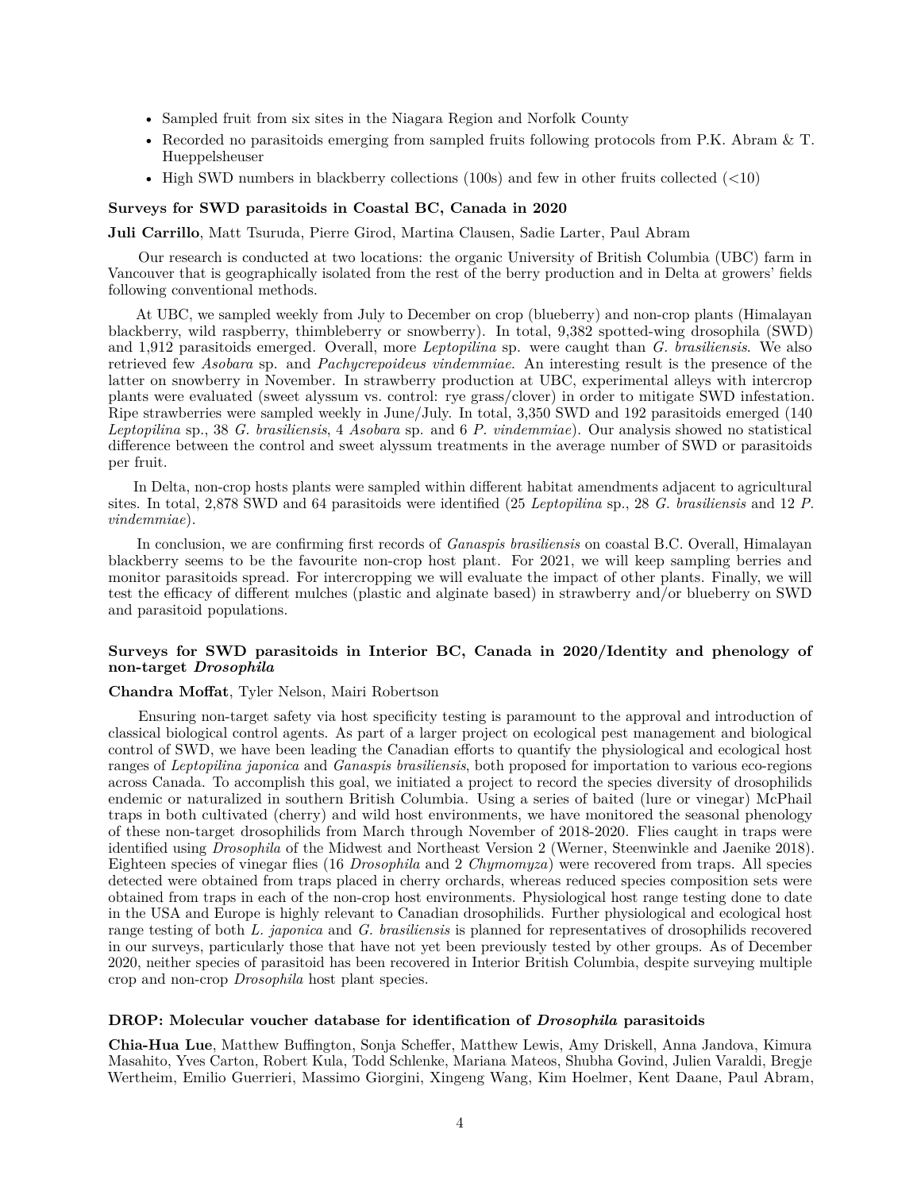- Sampled fruit from six sites in the Niagara Region and Norfolk County
- Recorded no parasitoids emerging from sampled fruits following protocols from P.K. Abram & T. Hueppelsheuser
- High SWD numbers in blackberry collections (100s) and few in other fruits collected (<10)

### Surveys for SWD parasitoids in Coastal BC, Canada in 2020

**Juli Carrillo**, Matt Tsuruda, Pierre Girod, Martina Clausen, Sadie Larter, Paul Abram

Our research is conducted at two locations: the organic University of British Columbia (UBC) farm in Vancouver that is geographically isolated from the rest of the berry production and in Delta at growers' fields following conventional methods.

At UBC, we sampled weekly from July to December on crop (blueberry) and non-crop plants (Himalayan blackberry, wild raspberry, thimbleberry or snowberry). In total, 9,382 spotted-wing drosophila (SWD) and 1,912 parasitoids emerged. Overall, more *Leptopilina* sp. were caught than *G. brasiliensis*. We also retrieved few *Asobara* sp. and *Pachycrepoideus vindemmiae*. An interesting result is the presence of the latter on snowberry in November. In strawberry production at UBC, experimental alleys with intercrop plants were evaluated (sweet alyssum vs. control: rye grass/clover) in order to mitigate SWD infestation. Ripe strawberries were sampled weekly in June/July. In total, 3,350 SWD and 192 parasitoids emerged (140 *Leptopilina* sp., 38 *G. brasiliensis*, 4 *Asobara* sp. and 6 *P. vindemmiae*). Our analysis showed no statistical difference between the control and sweet alyssum treatments in the average number of SWD or parasitoids per fruit.

In Delta, non-crop hosts plants were sampled within different habitat amendments adjacent to agricultural sites. In total, 2,878 SWD and 64 parasitoids were identified (25 *Leptopilina* sp., 28 *G. brasiliensis* and 12 *P. vindemmiae*).

In conclusion, we are confirming first records of *Ganaspis brasiliensis* on coastal B.C. Overall, Himalayan blackberry seems to be the favourite non-crop host plant. For 2021, we will keep sampling berries and monitor parasitoids spread. For intercropping we will evaluate the impact of other plants. Finally, we will test the efficacy of different mulches (plastic and alginate based) in strawberry and/or blueberry on SWD and parasitoid populations.

### Surveys for SWD parasitoids in Interior BC, Canada in 2020/Identity and phenology of non-target *Drosophila*

**Chandra Moffat**, Tyler Nelson, Mairi Robertson

Ensuring non-target safety via host specificity testing is paramount to the approval and introduction of classical biological control agents. As part of a larger project on ecological pest management and biological control of SWD, we have been leading the Canadian efforts to quantify the physiological and ecological host ranges of *Leptopilina japonica* and *Ganaspis brasiliensis*, both proposed for importation to various eco-regions across Canada. To accomplish this goal, we initiated a project to record the species diversity of drosophilids endemic or naturalized in southern British Columbia. Using a series of baited (lure or vinegar) McPhail traps in both cultivated (cherry) and wild host environments, we have monitored the seasonal phenology of these non-target drosophilids from March through November of 2018-2020. Flies caught in traps were identified using *Drosophila* of the Midwest and Northeast Version 2 (Werner, Steenwinkle and Jaenike 2018). Eighteen species of vinegar flies (16 *Drosophila* and 2 *Chymomyza*) were recovered from traps. All species detected were obtained from traps placed in cherry orchards, whereas reduced species composition sets were obtained from traps in each of the non-crop host environments. Physiological host range testing done to date in the USA and Europe is highly relevant to Canadian drosophilids. Further physiological and ecological host range testing of both *L. japonica* and *G. brasiliensis* is planned for representatives of drosophilids recovered in our surveys, particularly those that have not yet been previously tested by other groups. As of December 2020, neither species of parasitoid has been recovered in Interior British Columbia, despite surveying multiple crop and non-crop *Drosophila* host plant species.

### DROP: Molecular voucher database for identification of *Drosophila* parasitoids

**Chia-Hua Lue**, Matthew Buffington, Sonja Scheffer, Matthew Lewis, Amy Driskell, Anna Jandova, Kimura Masahito, Yves Carton, Robert Kula, Todd Schlenke, Mariana Mateos, Shubha Govind, Julien Varaldi, Bregje Wertheim, Emilio Guerrieri, Massimo Giorgini, Xingeng Wang, Kim Hoelmer, Kent Daane, Paul Abram,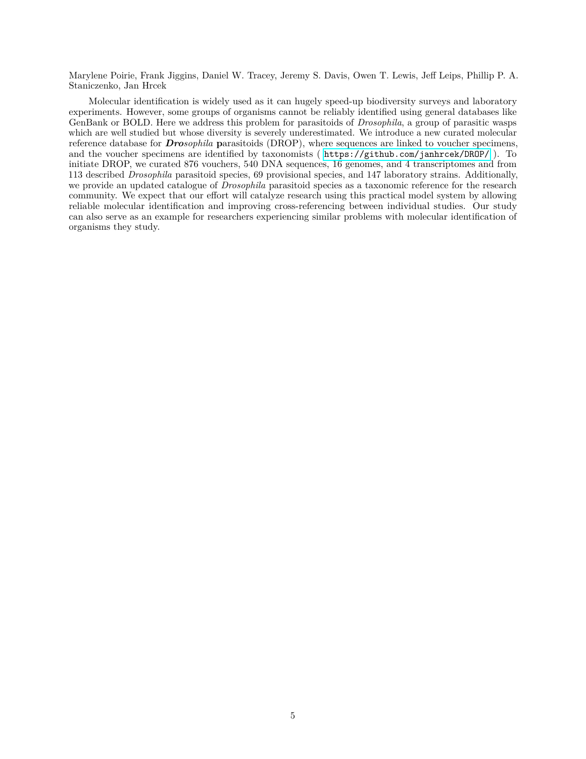Marylene Poirie, Frank Jiggins, Daniel W. Tracey, Jeremy S. Davis, Owen T. Lewis, Jeff Leips, Phillip P. A. Staniczenko, Jan Hrcek

Molecular identification is widely used as it can hugely speed-up biodiversity surveys and laboratory experiments. However, some groups of organisms cannot be reliably identified using general databases like GenBank or BOLD. Here we address this problem for parasitoids of *Drosophila*, a group of parasitic wasps which are well studied but whose diversity is severely underestimated. We introduce a new curated molecular reference database for ***Dro****sophila* **p**arasitoids (DROP), where sequences are linked to voucher specimens, and the voucher specimens are identified by taxonomists ( https://github.com/janhrcek/DROP/ ). To initiate DROP, we curated 876 vouchers, 540 DNA sequences, 16 genomes, and 4 transcriptomes and from 113 described *Drosophila* parasitoid species, 69 provisional species, and 147 laboratory strains. Additionally, we provide an updated catalogue of *Drosophila* parasitoid species as a taxonomic reference for the research community. We expect that our effort will catalyze research using this practical model system by allowing reliable molecular identification and improving cross-referencing between individual studies. Our study can also serve as an example for researchers experiencing similar problems with molecular identification of organisms they study.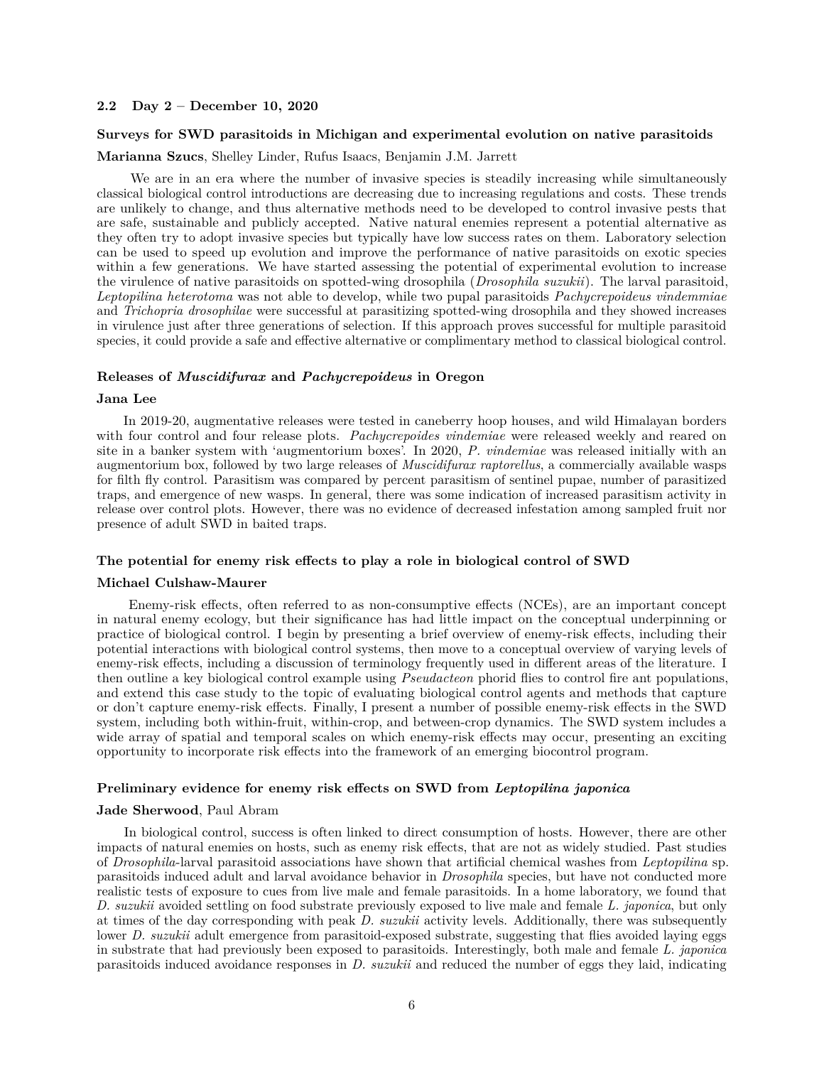### 2.2 Day 2 – December 10, 2020

#### Surveys for SWD parasitoids in Michigan and experimental evolution on native parasitoids

**Marianna Szucs**, Shelley Linder, Rufus Isaacs, Benjamin J.M. Jarrett

We are in an era where the number of invasive species is steadily increasing while simultaneously classical biological control introductions are decreasing due to increasing regulations and costs. These trends are unlikely to change, and thus alternative methods need to be developed to control invasive pests that are safe, sustainable and publicly accepted. Native natural enemies represent a potential alternative as they often try to adopt invasive species but typically have low success rates on them. Laboratory selection can be used to speed up evolution and improve the performance of native parasitoids on exotic species within a few generations. We have started assessing the potential of experimental evolution to increase the virulence of native parasitoids on spotted-wing drosophila (*Drosophila suzukii*). The larval parasitoid, *Leptopilina heterotoma* was not able to develop, while two pupal parasitoids *Pachycrepoideus vindemmiae* and *Trichopria drosophilae* were successful at parasitizing spotted-wing drosophila and they showed increases in virulence just after three generations of selection. If this approach proves successful for multiple parasitoid species, it could provide a safe and effective alternative or complimentary method to classical biological control.

#### Releases of *Muscidifurax* and *Pachycrepoideus* in Oregon

**Jana Lee**

In 2019-20, augmentative releases were tested in caneberry hoop houses, and wild Himalayan borders with four control and four release plots. *Pachycrepoides vindemiae* were released weekly and reared on site in a banker system with 'augmentorium boxes'. In 2020, *P. vindemiae* was released initially with an augmentorium box, followed by two large releases of *Muscidifurax raptorellus*, a commercially available wasps for filth fly control. Parasitism was compared by percent parasitism of sentinel pupae, number of parasitized traps, and emergence of new wasps. In general, there was some indication of increased parasitism activity in release over control plots. However, there was no evidence of decreased infestation among sampled fruit nor presence of adult SWD in baited traps.

#### The potential for enemy risk effects to play a role in biological control of SWD

**Michael Culshaw-Maurer**

Enemy-risk effects, often referred to as non-consumptive effects (NCEs), are an important concept in natural enemy ecology, but their significance has had little impact on the conceptual underpinning or practice of biological control. I begin by presenting a brief overview of enemy-risk effects, including their potential interactions with biological control systems, then move to a conceptual overview of varying levels of enemy-risk effects, including a discussion of terminology frequently used in different areas of the literature. I then outline a key biological control example using *Pseudacteon* phorid flies to control fire ant populations, and extend this case study to the topic of evaluating biological control agents and methods that capture or don't capture enemy-risk effects. Finally, I present a number of possible enemy-risk effects in the SWD system, including both within-fruit, within-crop, and between-crop dynamics. The SWD system includes a wide array of spatial and temporal scales on which enemy-risk effects may occur, presenting an exciting opportunity to incorporate risk effects into the framework of an emerging biocontrol program.

#### Preliminary evidence for enemy risk effects on SWD from *Leptopilina japonica*

**Jade Sherwood**, Paul Abram

In biological control, success is often linked to direct consumption of hosts. However, there are other impacts of natural enemies on hosts, such as enemy risk effects, that are not as widely studied. Past studies of *Drosophila*-larval parasitoid associations have shown that artificial chemical washes from *Leptopilina* sp. parasitoids induced adult and larval avoidance behavior in *Drosophila* species, but have not conducted more realistic tests of exposure to cues from live male and female parasitoids. In a home laboratory, we found that *D. suzukii* avoided settling on food substrate previously exposed to live male and female *L. japonica*, but only at times of the day corresponding with peak *D. suzukii* activity levels. Additionally, there was subsequently lower *D. suzukii* adult emergence from parasitoid-exposed substrate, suggesting that flies avoided laying eggs in substrate that had previously been exposed to parasitoids. Interestingly, both male and female *L. japonica* parasitoids induced avoidance responses in *D. suzukii* and reduced the number of eggs they laid, indicating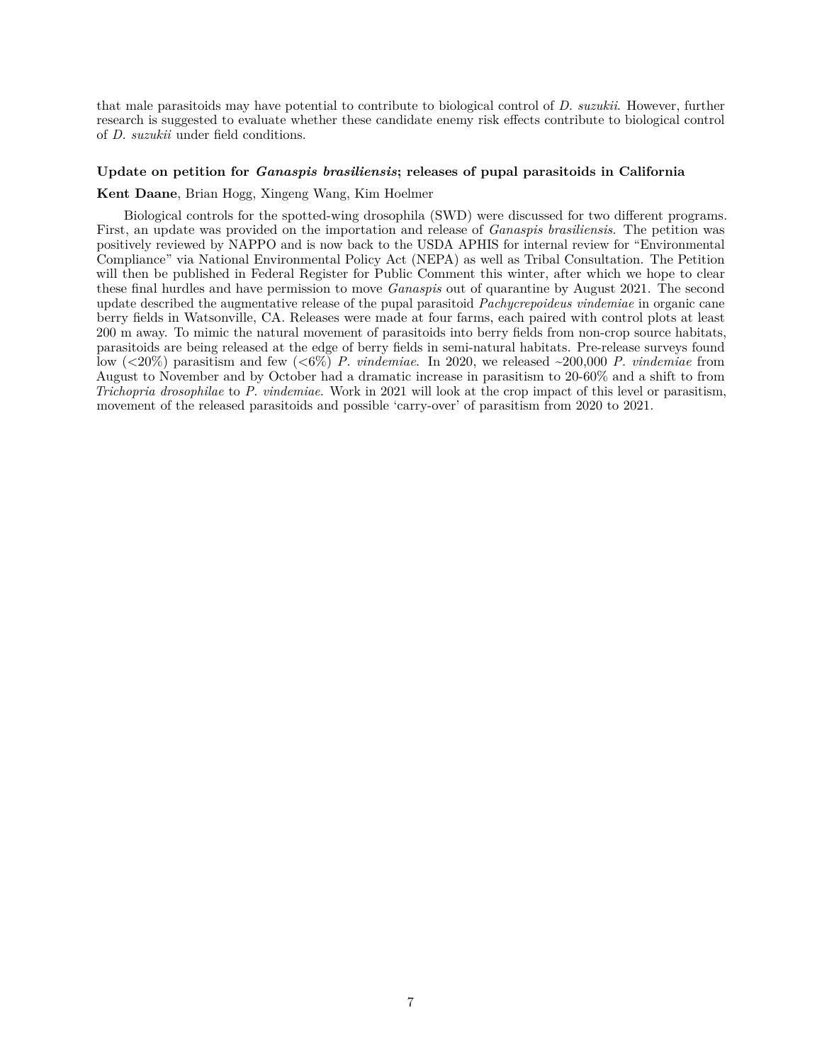that male parasitoids may have potential to contribute to biological control of *D. suzukii*. However, further research is suggested to evaluate whether these candidate enemy risk effects contribute to biological control of *D. suzukii* under field conditions.

### Update on petition for *Ganaspis brasiliensis*; releases of pupal parasitoids in California

**Kent Daane**, Brian Hogg, Xingeng Wang, Kim Hoelmer

Biological controls for the spotted-wing drosophila (SWD) were discussed for two different programs. First, an update was provided on the importation and release of *Ganaspis brasiliensis*. The petition was positively reviewed by NAPPO and is now back to the USDA APHIS for internal review for "Environmental Compliance" via National Environmental Policy Act (NEPA) as well as Tribal Consultation. The Petition will then be published in Federal Register for Public Comment this winter, after which we hope to clear these final hurdles and have permission to move *Ganaspis* out of quarantine by August 2021. The second update described the augmentative release of the pupal parasitoid *Pachycrepoideus vindemiae* in organic cane berry fields in Watsonville, CA. Releases were made at four farms, each paired with control plots at least 200 m away. To mimic the natural movement of parasitoids into berry fields from non-crop source habitats, parasitoids are being released at the edge of berry fields in semi-natural habitats. Pre-release surveys found low (<20%) parasitism and few (<6%) *P. vindemiae*. In 2020, we released ~200,000 *P. vindemiae* from August to November and by October had a dramatic increase in parasitism to 20-60% and a shift to from *Trichopria drosophilae* to *P. vindemiae*. Work in 2021 will look at the crop impact of this level or parasitism, movement of the released parasitoids and possible 'carry-over' of parasitism from 2020 to 2021.